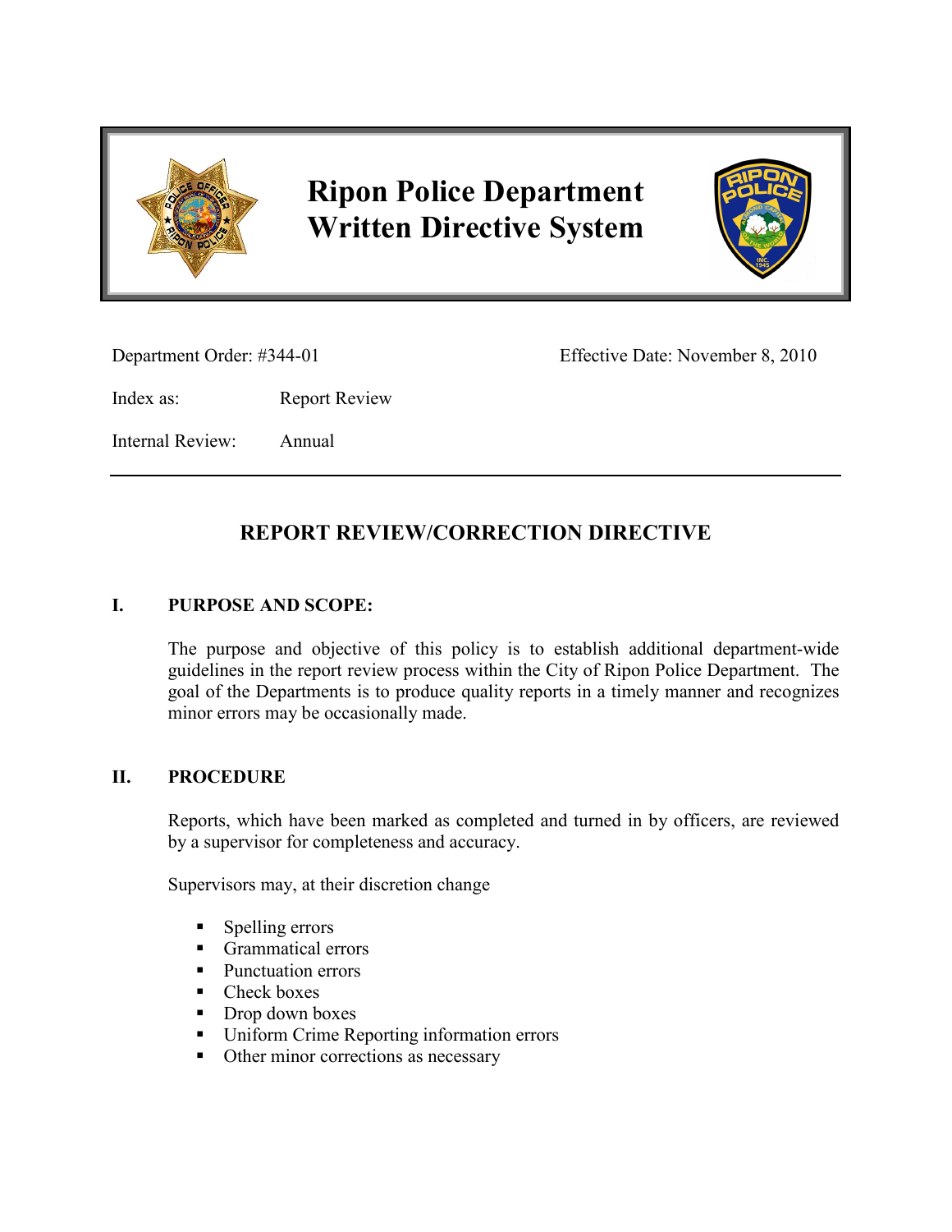# Ripon Police Department
# Written Directive System

Department Order: #344-01    Effective Date: November 8, 2010

Index as: Report Review

Internal Review: Annual

---

## REPORT REVIEW/CORRECTION DIRECTIVE

### I. PURPOSE AND SCOPE:

The purpose and objective of this policy is to establish additional department-wide guidelines in the report review process within the City of Ripon Police Department. The goal of the Departments is to produce quality reports in a timely manner and recognizes minor errors may be occasionally made.

### II. PROCEDURE

Reports, which have been marked as completed and turned in by officers, are reviewed by a supervisor for completeness and accuracy.

Supervisors may, at their discretion change

- Spelling errors
- Grammatical errors
- Punctuation errors
- Check boxes
- Drop down boxes
- Uniform Crime Reporting information errors
- Other minor corrections as necessary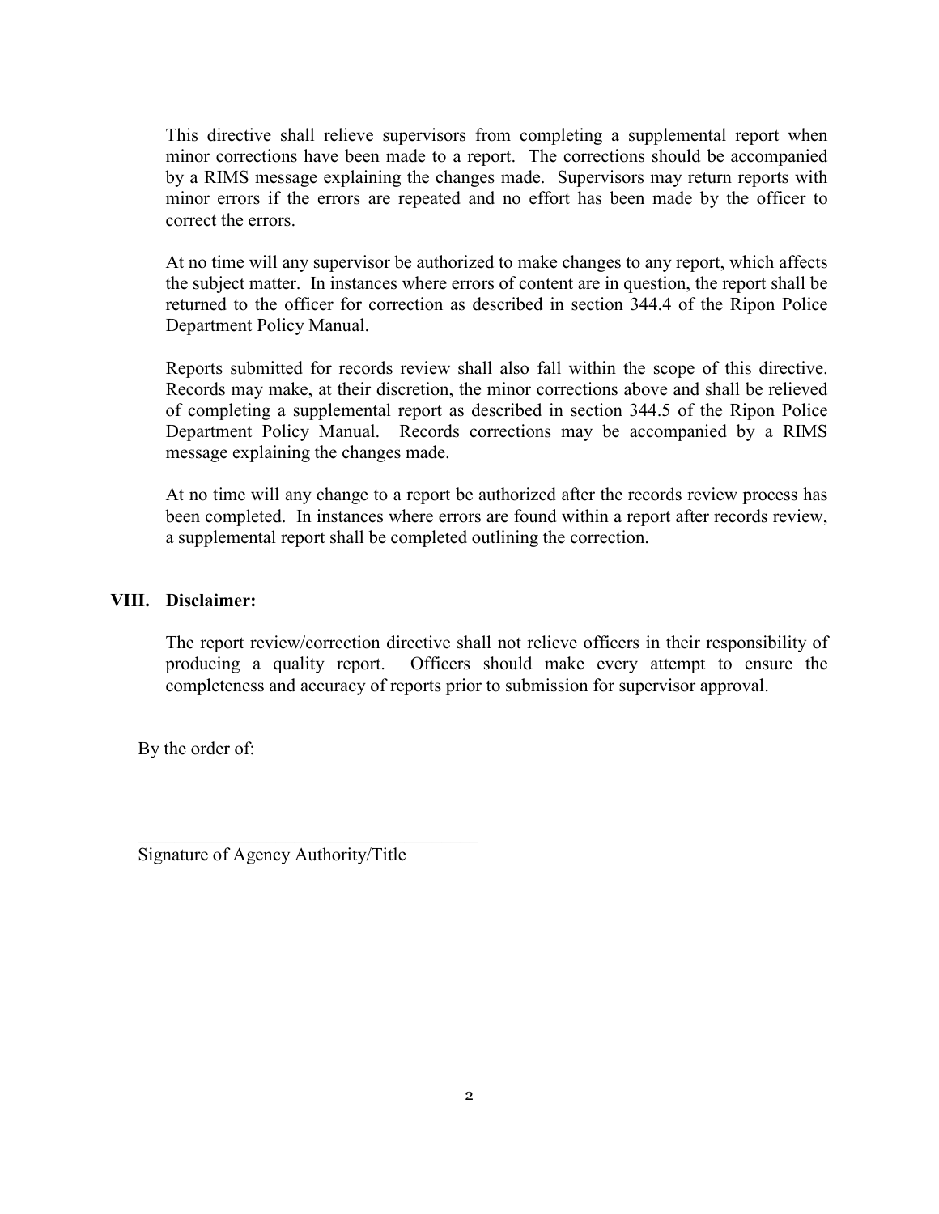This directive shall relieve supervisors from completing a supplemental report when minor corrections have been made to a report. The corrections should be accompanied by a RIMS message explaining the changes made. Supervisors may return reports with minor errors if the errors are repeated and no effort has been made by the officer to correct the errors.

At no time will any supervisor be authorized to make changes to any report, which affects the subject matter. In instances where errors of content are in question, the report shall be returned to the officer for correction as described in section 344.4 of the Ripon Police Department Policy Manual.

Reports submitted for records review shall also fall within the scope of this directive. Records may make, at their discretion, the minor corrections above and shall be relieved of completing a supplemental report as described in section 344.5 of the Ripon Police Department Policy Manual. Records corrections may be accompanied by a RIMS message explaining the changes made.

At no time will any change to a report be authorized after the records review process has been completed. In instances where errors are found within a report after records review, a supplemental report shall be completed outlining the correction.

## VIII. Disclaimer:

The report review/correction directive shall not relieve officers in their responsibility of producing a quality report. Officers should make every attempt to ensure the completeness and accuracy of reports prior to submission for supervisor approval.

By the order of:

______________________________________

Signature of Agency Authority/Title